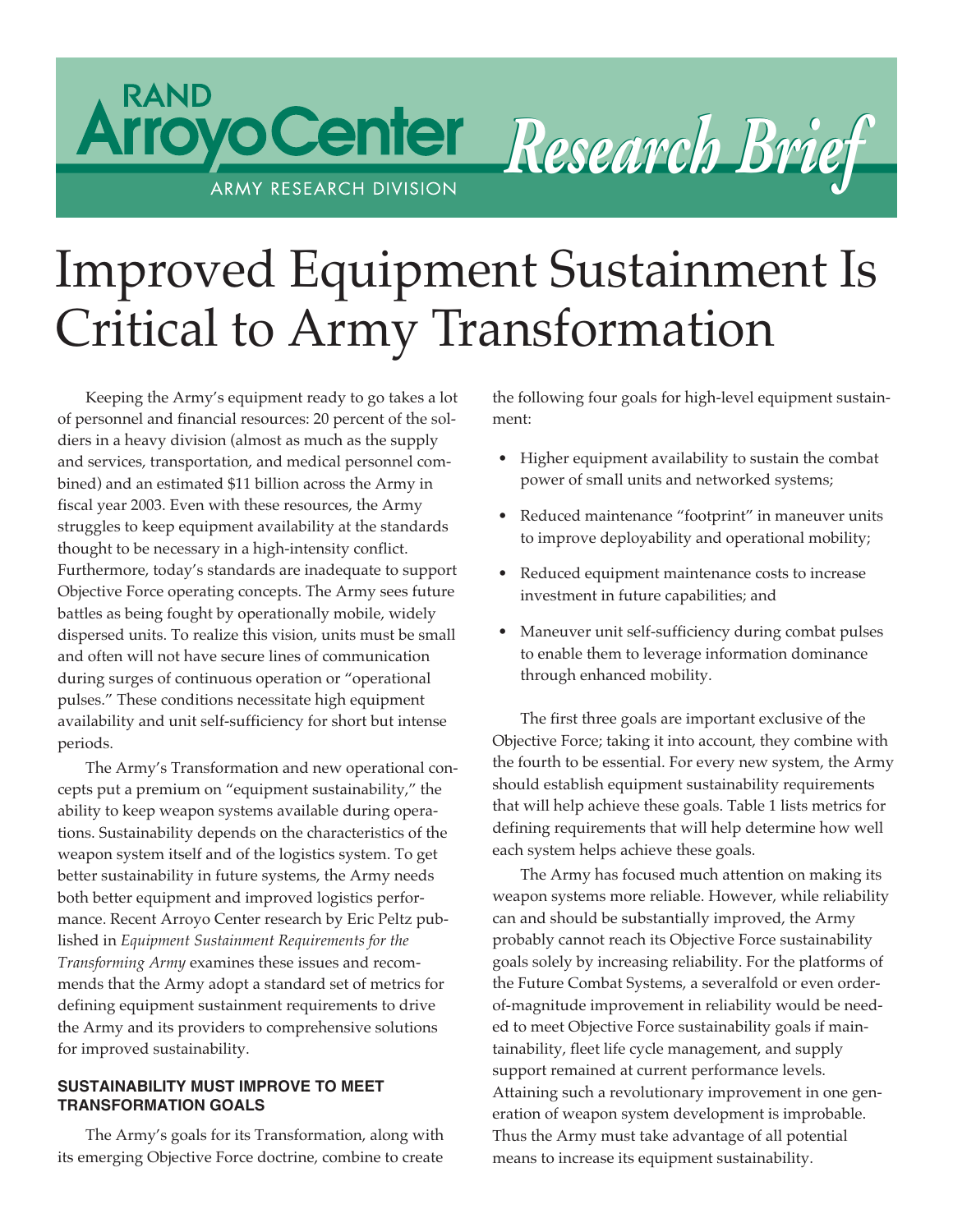RAND Arroyo Center — Army Research Division — Research Brief

# Improved Equipment Sustainment Is Critical to Army Transformation

Keeping the Army's equipment ready to go takes a lot of personnel and financial resources: 20 percent of the soldiers in a heavy division (almost as much as the supply and services, transportation, and medical personnel combined) and an estimated $11 billion across the Army in fiscal year 2003. Even with these resources, the Army struggles to keep equipment availability at the standards thought to be necessary in a high-intensity conflict. Furthermore, today's standards are inadequate to support Objective Force operating concepts. The Army sees future battles as being fought by operationally mobile, widely dispersed units. To realize this vision, units must be small and often will not have secure lines of communication during surges of continuous operation or "operational pulses." These conditions necessitate high equipment availability and unit self-sufficiency for short but intense periods.

The Army's Transformation and new operational concepts put a premium on "equipment sustainability," the ability to keep weapon systems available during operations. Sustainability depends on the characteristics of the weapon system itself and of the logistics system. To get better sustainability in future systems, the Army needs both better equipment and improved logistics performance. Recent Arroyo Center research by Eric Peltz published in *Equipment Sustainment Requirements for the Transforming Army* examines these issues and recommends that the Army adopt a standard set of metrics for defining equipment sustainment requirements to drive the Army and its providers to comprehensive solutions for improved sustainability.

## SUSTAINABILITY MUST IMPROVE TO MEET TRANSFORMATION GOALS

The Army's goals for its Transformation, along with its emerging Objective Force doctrine, combine to create the following four goals for high-level equipment sustainment:

- Higher equipment availability to sustain the combat power of small units and networked systems;
- Reduced maintenance "footprint" in maneuver units to improve deployability and operational mobility;
- Reduced equipment maintenance costs to increase investment in future capabilities; and
- Maneuver unit self-sufficiency during combat pulses to enable them to leverage information dominance through enhanced mobility.

The first three goals are important exclusive of the Objective Force; taking it into account, they combine with the fourth to be essential. For every new system, the Army should establish equipment sustainability requirements that will help achieve these goals. Table 1 lists metrics for defining requirements that will help determine how well each system helps achieve these goals.

The Army has focused much attention on making its weapon systems more reliable. However, while reliability can and should be substantially improved, the Army probably cannot reach its Objective Force sustainability goals solely by increasing reliability. For the platforms of the Future Combat Systems, a severalfold or even order-of-magnitude improvement in reliability would be needed to meet Objective Force sustainability goals if maintainability, fleet life cycle management, and supply support remained at current performance levels. Attaining such a revolutionary improvement in one generation of weapon system development is improbable. Thus the Army must take advantage of all potential means to increase its equipment sustainability.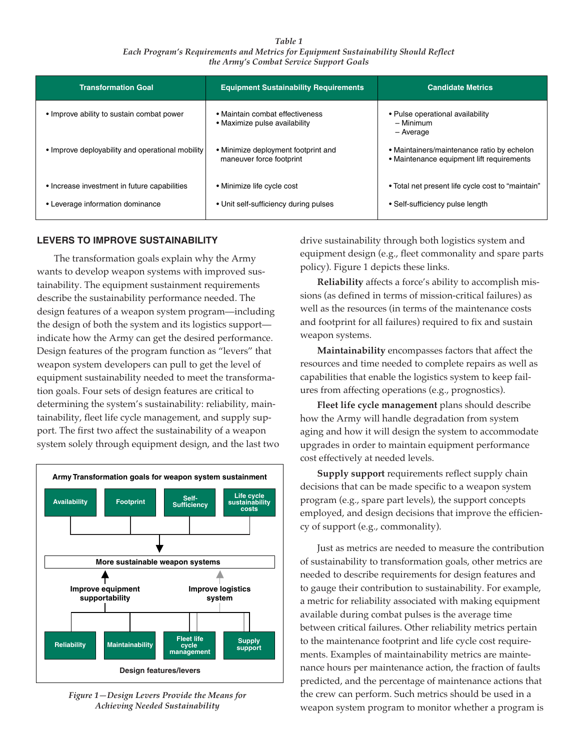*Table 1*
*Each Program's Requirements and Metrics for Equipment Sustainability Should Reflect the Army's Combat Service Support Goals*

| Transformation Goal | Equipment Sustainability Requirements | Candidate Metrics |
|---|---|---|
| • Improve ability to sustain combat power | • Maintain combat effectiveness<br>• Maximize pulse availability | • Pulse operational availability<br>– Minimum<br>– Average |
| • Improve deployability and operational mobility | • Minimize deployment footprint and maneuver force footprint | • Maintainers/maintenance ratio by echelon<br>• Maintenance equipment lift requirements |
| • Increase investment in future capabilities | • Minimize life cycle cost | • Total net present life cycle cost to "maintain" |
| • Leverage information dominance | • Unit self-sufficiency during pulses | • Self-sufficiency pulse length |

## LEVERS TO IMPROVE SUSTAINABILITY

The transformation goals explain why the Army wants to develop weapon systems with improved sustainability. The equipment sustainment requirements describe the sustainability performance needed. The design features of a weapon system program—including the design of both the system and its logistics support—indicate how the Army can get the desired performance. Design features of the program function as "levers" that weapon system developers can pull to get the level of equipment sustainability needed to meet the transformation goals. Four sets of design features are critical to determining the system's sustainability: reliability, maintainability, fleet life cycle management, and supply support. The first two affect the sustainability of a weapon system solely through equipment design, and the last two drive sustainability through both logistics system and equipment design (e.g., fleet commonality and spare parts policy). Figure 1 depicts these links.

Army Transformation goals for weapon system sustainment

Availability | Footprint | Self-Sufficiency | Life cycle sustainability costs

More sustainable weapon systems

Improve equipment supportability | Improve logistics system

Reliability | Maintainability | Fleet life cycle management | Supply support

Design features/levers

*Figure 1—Design Levers Provide the Means for Achieving Needed Sustainability*

**Reliability** affects a force's ability to accomplish missions (as defined in terms of mission-critical failures) as well as the resources (in terms of the maintenance costs and footprint for all failures) required to fix and sustain weapon systems.

**Maintainability** encompasses factors that affect the resources and time needed to complete repairs as well as capabilities that enable the logistics system to keep failures from affecting operations (e.g., prognostics).

**Fleet life cycle management** plans should describe how the Army will handle degradation from system aging and how it will design the system to accommodate upgrades in order to maintain equipment performance cost effectively at needed levels.

**Supply support** requirements reflect supply chain decisions that can be made specific to a weapon system program (e.g., spare part levels), the support concepts employed, and design decisions that improve the efficiency of support (e.g., commonality).

Just as metrics are needed to measure the contribution of sustainability to transformation goals, other metrics are needed to describe requirements for design features and to gauge their contribution to sustainability. For example, a metric for reliability associated with making equipment available during combat pulses is the average time between critical failures. Other reliability metrics pertain to the maintenance footprint and life cycle cost requirements. Examples of maintainability metrics are maintenance hours per maintenance action, the fraction of faults predicted, and the percentage of maintenance actions that the crew can perform. Such metrics should be used in a weapon system program to monitor whether a program is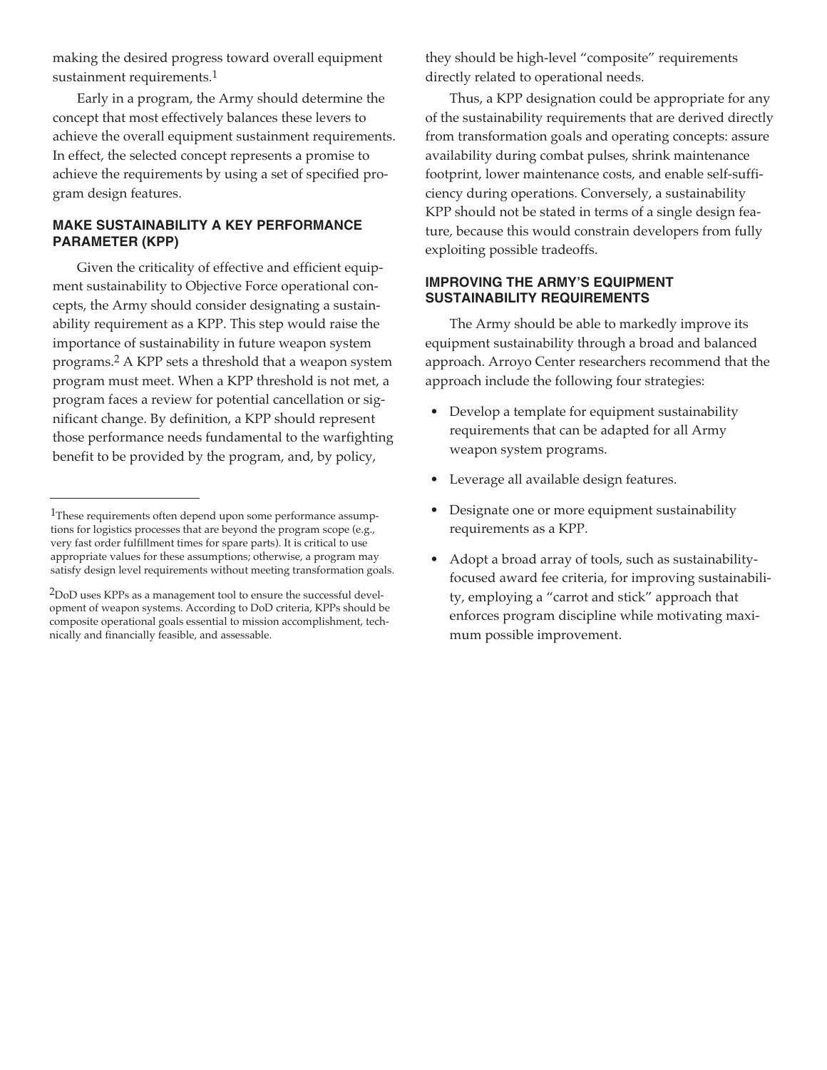making the desired progress toward overall equipment sustainment requirements.[1]

Early in a program, the Army should determine the concept that most effectively balances these levers to achieve the overall equipment sustainment requirements. In effect, the selected concept represents a promise to achieve the requirements by using a set of specified program design features.

### MAKE SUSTAINABILITY A KEY PERFORMANCE PARAMETER (KPP)

Given the criticality of effective and efficient equipment sustainability to Objective Force operational concepts, the Army should consider designating a sustainability requirement as a KPP. This step would raise the importance of sustainability in future weapon system programs.[2] A KPP sets a threshold that a weapon system program must meet. When a KPP threshold is not met, a program faces a review for potential cancellation or significant change. By definition, a KPP should represent those performance needs fundamental to the warfighting benefit to be provided by the program, and, by policy, they should be high-level "composite" requirements directly related to operational needs.

Thus, a KPP designation could be appropriate for any of the sustainability requirements that are derived directly from transformation goals and operating concepts: assure availability during combat pulses, shrink maintenance footprint, lower maintenance costs, and enable self-sufficiency during operations. Conversely, a sustainability KPP should not be stated in terms of a single design feature, because this would constrain developers from fully exploiting possible tradeoffs.

### IMPROVING THE ARMY'S EQUIPMENT SUSTAINABILITY REQUIREMENTS

The Army should be able to markedly improve its equipment sustainability through a broad and balanced approach. Arroyo Center researchers recommend that the approach include the following four strategies:

- Develop a template for equipment sustainability requirements that can be adapted for all Army weapon system programs.
- Leverage all available design features.
- Designate one or more equipment sustainability requirements as a KPP.
- Adopt a broad array of tools, such as sustainability-focused award fee criteria, for improving sustainability, employing a "carrot and stick" approach that enforces program discipline while motivating maximum possible improvement.

---

[1] These requirements often depend upon some performance assumptions for logistics processes that are beyond the program scope (e.g., very fast order fulfillment times for spare parts). It is critical to use appropriate values for these assumptions; otherwise, a program may satisfy design level requirements without meeting transformation goals.

[2] DoD uses KPPs as a management tool to ensure the successful development of weapon systems. According to DoD criteria, KPPs should be composite operational goals essential to mission accomplishment, technically and financially feasible, and assessable.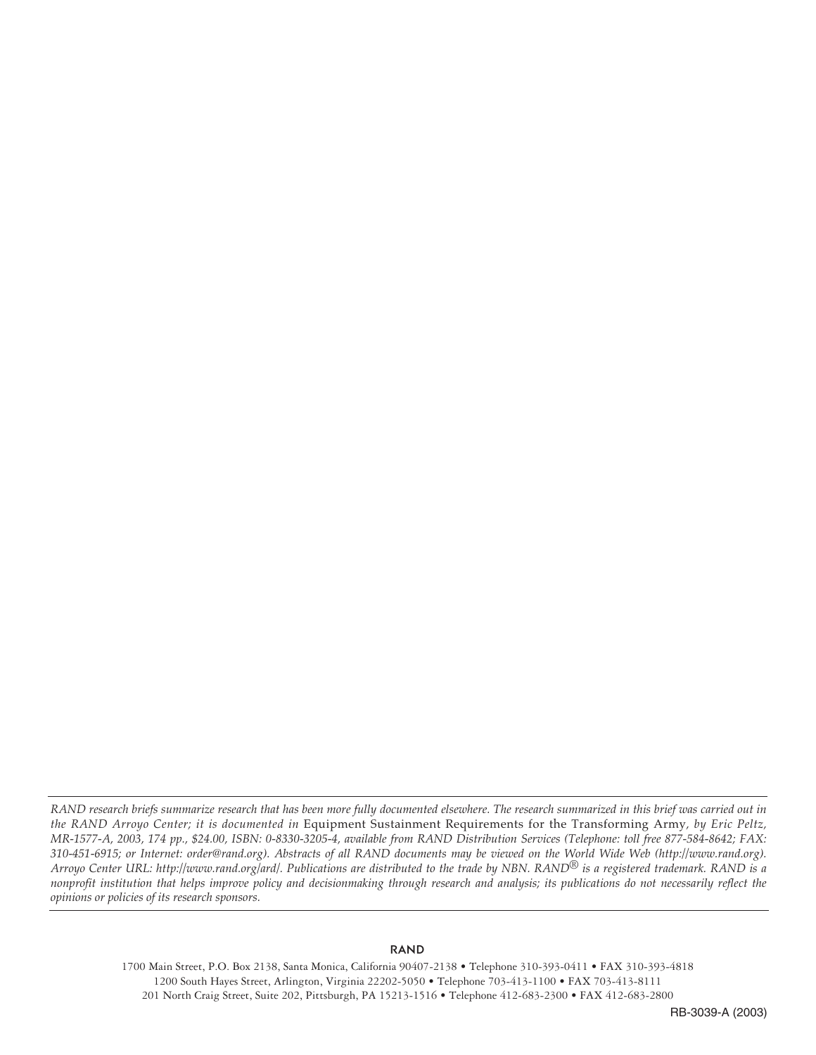*RAND research briefs summarize research that has been more fully documented elsewhere. The research summarized in this brief was carried out in the RAND Arroyo Center; it is documented in* Equipment Sustainment Requirements for the Transforming Army*, by Eric Peltz, MR-1577-A, 2003, 174 pp., $24.00, ISBN: 0-8330-3205-4, available from RAND Distribution Services (Telephone: toll free 877-584-8642; FAX: 310-451-6915; or Internet: order@rand.org). Abstracts of all RAND documents may be viewed on the World Wide Web (http://www.rand.org). Arroyo Center URL: http://www.rand.org/ard/. Publications are distributed to the trade by NBN. RAND® is a registered trademark. RAND is a nonprofit institution that helps improve policy and decisionmaking through research and analysis; its publications do not necessarily reflect the opinions or policies of its research sponsors.*

**RAND**

1700 Main Street, P.O. Box 2138, Santa Monica, California 90407-2138 • Telephone 310-393-0411 • FAX 310-393-4818
1200 South Hayes Street, Arlington, Virginia 22202-5050 • Telephone 703-413-1100 • FAX 703-413-8111
201 North Craig Street, Suite 202, Pittsburgh, PA 15213-1516 • Telephone 412-683-2300 • FAX 412-683-2800

RB-3039-A (2003)